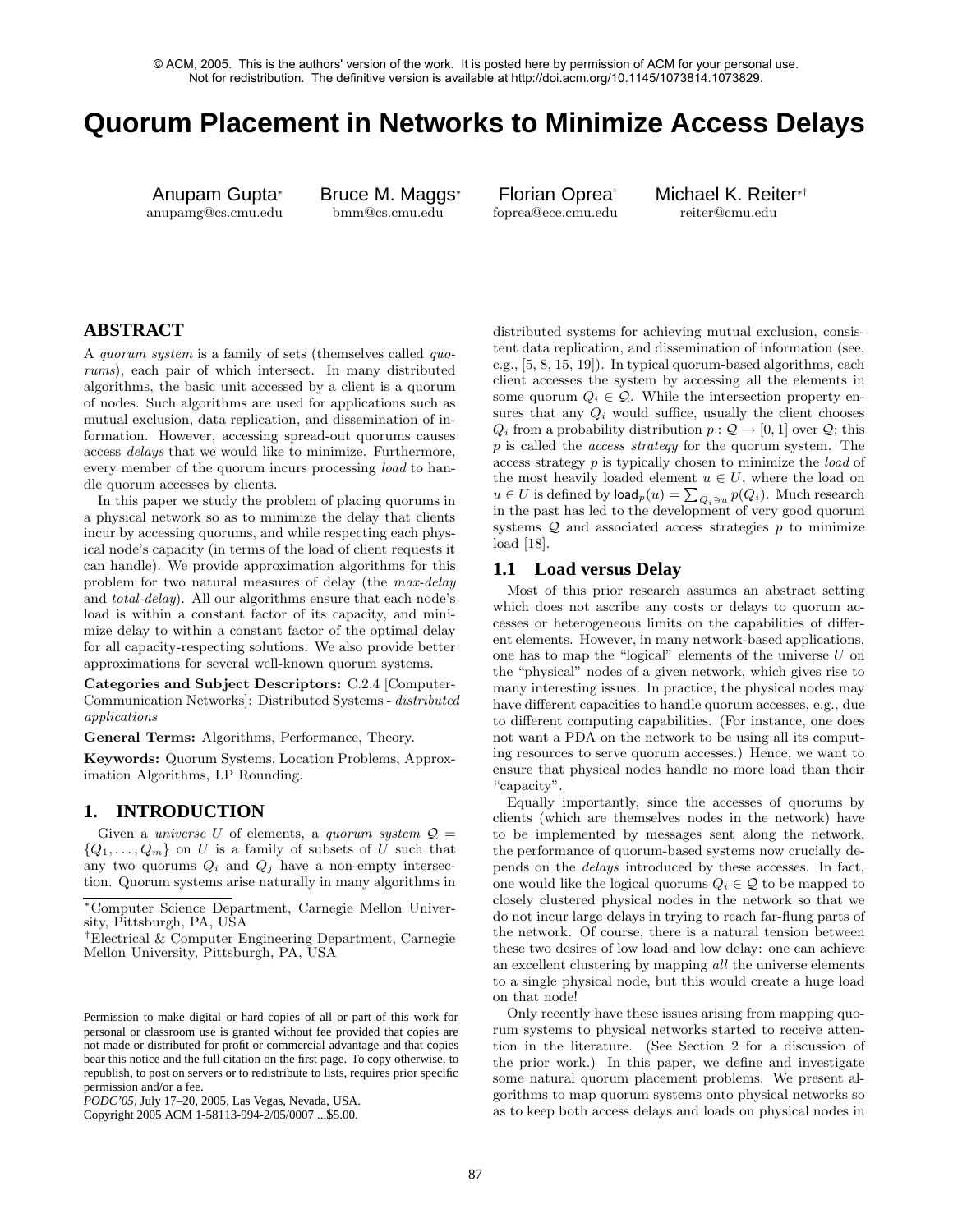© ACM, 2005. This is the authors' version of the work. It is posted here by permission of ACM for your personal use. Not for redistribution. The definitive version is available at http://doi.acm.org/10.1145/1073814.1073829.

# Quorum Placement in Networks to Minimize Access Delays

Anupam Gupta[*] anupamg@cs.cmu.edu

Bruce M. Maggs[*] bmm@cs.cmu.edu

Florian Oprea[†] foprea@ece.cmu.edu

Michael K. Reiter[*†] reiter@cmu.edu

## ABSTRACT

A *quorum system* is a family of sets (themselves called *quorums*), each pair of which intersect. In many distributed algorithms, the basic unit accessed by a client is a quorum of nodes. Such algorithms are used for applications such as mutual exclusion, data replication, and dissemination of information. However, accessing spread-out quorums causes access *delays* that we would like to minimize. Furthermore, every member of the quorum incurs processing *load* to handle quorum accesses by clients.

In this paper we study the problem of placing quorums in a physical network so as to minimize the delay that clients incur by accessing quorums, and while respecting each physical node's capacity (in terms of the load of client requests it can handle). We provide approximation algorithms for this problem for two natural measures of delay (the *max-delay* and *total-delay*). All our algorithms ensure that each node's load is within a constant factor of its capacity, and minimize delay to within a constant factor of the optimal delay for all capacity-respecting solutions. We also provide better approximations for several well-known quorum systems.

**Categories and Subject Descriptors:** C.2.4 [Computer-Communication Networks]: Distributed Systems - *distributed applications*

**General Terms:** Algorithms, Performance, Theory.

**Keywords:** Quorum Systems, Location Problems, Approximation Algorithms, LP Rounding.

## 1. INTRODUCTION

Given a *universe* $U$ of elements, a *quorum system* $\mathcal{Q} = \{Q_1, \ldots, Q_m\}$ on $U$ is a family of subsets of $U$ such that any two quorums $Q_i$ and $Q_j$ have a non-empty intersection. Quorum systems arise naturally in many algorithms in distributed systems for achieving mutual exclusion, consistent data replication, and dissemination of information (see, e.g., [5, 8, 15, 19]). In typical quorum-based algorithms, each client accesses the system by accessing all the elements in some quorum $Q_i \in \mathcal{Q}$. While the intersection property ensures that any $Q_i$ would suffice, usually the client chooses $Q_i$ from a probability distribution $p : \mathcal{Q} \to [0, 1]$ over $\mathcal{Q}$; this $p$ is called the *access strategy* for the quorum system. The access strategy $p$ is typically chosen to minimize the *load* of the most heavily loaded element $u \in U$, where the load on $u \in U$ is defined by $\mathsf{load}_p(u) = \sum_{Q_i \ni u} p(Q_i)$. Much research in the past has led to the development of very good quorum systems $\mathcal{Q}$ and associated access strategies $p$ to minimize load [18].

### 1.1 Load versus Delay

Most of this prior research assumes an abstract setting which does not ascribe any costs or delays to quorum accesses or heterogeneous limits on the capabilities of different elements. However, in many network-based applications, one has to map the "logical" elements of the universe $U$ on the "physical" nodes of a given network, which gives rise to many interesting issues. In practice, the physical nodes may have different capacities to handle quorum accesses, e.g., due to different computing capabilities. (For instance, one does not want a PDA on the network to be using all its computing resources to serve quorum accesses.) Hence, we want to ensure that physical nodes handle no more load than their "capacity".

Equally importantly, since the accesses of quorums by clients (which are themselves nodes in the network) have to be implemented by messages sent along the network, the performance of quorum-based systems now crucially depends on the *delays* introduced by these accesses. In fact, one would like the logical quorums $Q_i \in \mathcal{Q}$ to be mapped to closely clustered physical nodes in the network so that we do not incur large delays in trying to reach far-flung parts of the network. Of course, there is a natural tension between these two desires of low load and low delay: one can achieve an excellent clustering by mapping *all* the universe elements to a single physical node, but this would create a huge load on that node!

Only recently have these issues arising from mapping quorum systems to physical networks started to receive attention in the literature. (See Section 2 for a discussion of the prior work.) In this paper, we define and investigate some natural quorum placement problems. We present algorithms to map quorum systems onto physical networks so as to keep both access delays and loads on physical nodes in

[*]Computer Science Department, Carnegie Mellon University, Pittsburgh, PA, USA

[†]Electrical & Computer Engineering Department, Carnegie Mellon University, Pittsburgh, PA, USA

Permission to make digital or hard copies of all or part of this work for personal or classroom use is granted without fee provided that copies are not made or distributed for profit or commercial advantage and that copies bear this notice and the full citation on the first page. To copy otherwise, to republish, to post on servers or to redistribute to lists, requires prior specific permission and/or a fee.
*PODC'05*, July 17–20, 2005, Las Vegas, Nevada, USA.
Copyright 2005 ACM 1-58113-994-2/05/0007 ...$5.00.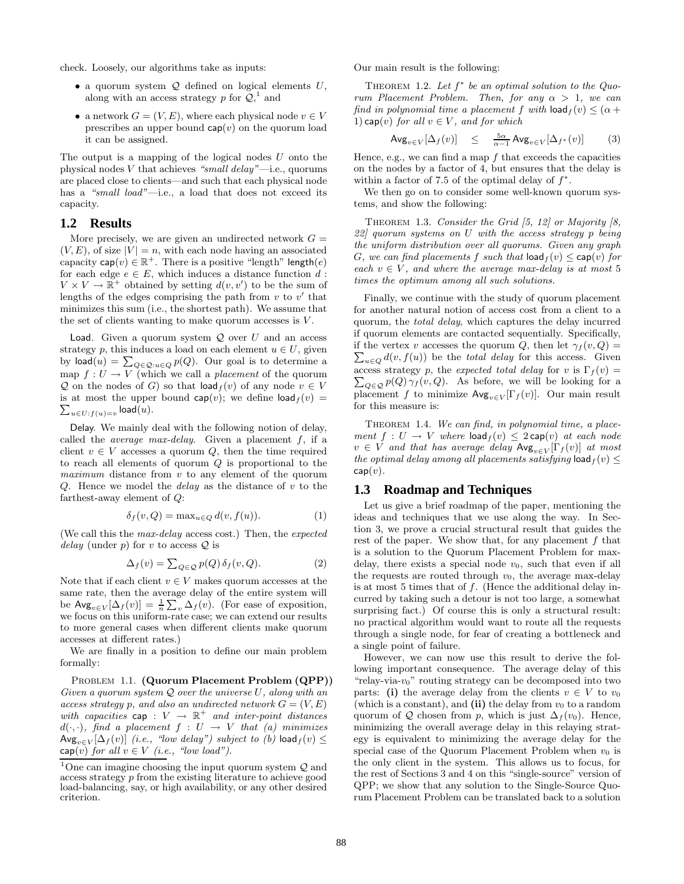check. Loosely, our algorithms take as inputs:

- a quorum system $\mathcal{Q}$ defined on logical elements $U$, along with an access strategy $p$ for $\mathcal{Q}$,[1] and
- a network $G = (V, E)$, where each physical node $v \in V$ prescribes an upper bound $\mathsf{cap}(v)$ on the quorum load it can be assigned.

The output is a mapping of the logical nodes $U$ onto the physical nodes $V$ that achieves *"small delay"*—i.e., quorums are placed close to clients—and such that each physical node has a *"small load"*—i.e., a load that does not exceed its capacity.

## 1.2 Results

More precisely, we are given an undirected network $G = (V, E)$, of size $|V| = n$, with each node having an associated capacity $\mathsf{cap}(v) \in \mathbb{R}^+$. There is a positive "length" $\mathsf{length}(e)$ for each edge $e \in E$, which induces a distance function $d : V \times V \to \mathbb{R}^+$ obtained by setting $d(v, v')$ to be the sum of lengths of the edges comprising the path from $v$ to $v'$ that minimizes this sum (i.e., the shortest path). We assume that the set of clients wanting to make quorum accesses is $V$.

Load. Given a quorum system $\mathcal{Q}$ over $U$ and an access strategy $p$, this induces a load on each element $u \in U$, given by $\mathsf{load}(u) = \sum_{Q \in \mathcal{Q}: u \in Q} p(Q)$. Our goal is to determine a map $f : U \to V$ (which we call a *placement* of the quorum $\mathcal{Q}$ on the nodes of $G$) so that $\mathsf{load}_f(v)$ of any node $v \in V$ is at most the upper bound $\mathsf{cap}(v)$; we define $\mathsf{load}_f(v) = \sum_{u \in U: f(u) = v} \mathsf{load}(u)$.

Delay. We mainly deal with the following notion of delay, called the *average max-delay*. Given a placement $f$, if a client $v \in V$ accesses a quorum $Q$, then the time required to reach all elements of quorum $Q$ is proportional to the *maximum* distance from $v$ to any element of the quorum $Q$. Hence we model the *delay* as the distance of $v$ to the farthest-away element of $Q$:

$$\delta_f(v, Q) = \max_{u \in Q} d(v, f(u)). \tag{1}$$

(We call this the *max-delay* access cost.) Then, the *expected delay* (under $p$) for $v$ to access $\mathcal{Q}$ is

$$\Delta_f(v) = \sum_{Q \in \mathcal{Q}} p(Q)\, \delta_f(v, Q). \tag{2}$$

Note that if each client $v \in V$ makes quorum accesses at the same rate, then the average delay of the entire system will be $\mathsf{Avg}_{v \in V}[\Delta_f(v)] = \frac{1}{n} \sum_v \Delta_f(v)$. (For ease of exposition, we focus on this uniform-rate case; we can extend our results to more general cases when different clients make quorum accesses at different rates.)

We are finally in a position to define our main problem formally:

Problem 1.1. **(Quorum Placement Problem (QPP))** *Given a quorum system $\mathcal{Q}$ over the universe $U$, along with an access strategy $p$, and also an undirected network $G = (V, E)$ with capacities $\mathsf{cap} : V \to \mathbb{R}^+$ and inter-point distances $d(\cdot, \cdot)$, find a placement $f : U \to V$ that (a) minimizes $\mathsf{Avg}_{v \in V}[\Delta_f(v)]$ (i.e., "low delay") subject to (b) $\mathsf{load}_f(v) \le \mathsf{cap}(v)$ for all $v \in V$ (i.e., "low load").*

[1] One can imagine choosing the input quorum system $\mathcal{Q}$ and access strategy $p$ from the existing literature to achieve good load-balancing, say, or high availability, or any other desired criterion.

Our main result is the following:

Theorem 1.2. *Let $f^*$ be an optimal solution to the Quorum Placement Problem. Then, for any $\alpha > 1$, we can find in polynomial time a placement $f$ with $\mathsf{load}_f(v) \le (\alpha + 1)\,\mathsf{cap}(v)$ for all $v \in V$, and for which*

$$\mathsf{Avg}_{v \in V}[\Delta_f(v)] \quad \le \quad \tfrac{5\alpha}{\alpha - 1}\, \mathsf{Avg}_{v \in V}[\Delta_{f^*}(v)] \tag{3}$$

Hence, e.g., we can find a map $f$ that exceeds the capacities on the nodes by a factor of 4, but ensures that the delay is within a factor of 7.5 of the optimal delay of $f^*$.

We then go on to consider some well-known quorum systems, and show the following:

Theorem 1.3. *Consider the Grid [5, 12] or Majority [8, 22] quorum systems on $U$ with the access strategy $p$ being the uniform distribution over all quorums. Given any graph $G$, we can find placements $f$ such that $\mathsf{load}_f(v) \le \mathsf{cap}(v)$ for each $v \in V$, and where the average max-delay is at most 5 times the optimum among all such solutions.*

Finally, we continue with the study of quorum placement for another natural notion of access cost from a client to a quorum, the *total delay*, which captures the delay incurred if quorum elements are contacted sequentially. Specifically, if the vertex $v$ accesses the quorum $Q$, then let $\gamma_f(v, Q) = \sum_{u \in Q} d(v, f(u))$ be the *total delay* for this access. Given access strategy $p$, the *expected total delay* for $v$ is $\Gamma_f(v) = \sum_{Q \in \mathcal{Q}} p(Q)\, \gamma_f(v, Q)$. As before, we will be looking for a placement $f$ to minimize $\mathsf{Avg}_{v \in V}[\Gamma_f(v)]$. Our main result for this measure is:

Theorem 1.4. *We can find, in polynomial time, a placement $f : U \to V$ where $\mathsf{load}_f(v) \le 2\,\mathsf{cap}(v)$ at each node $v \in V$ and that has average delay $\mathsf{Avg}_{v \in V}[\Gamma_f(v)]$ at most the optimal delay among all placements satisfying $\mathsf{load}_f(v) \le \mathsf{cap}(v)$.*

## 1.3 Roadmap and Techniques

Let us give a brief roadmap of the paper, mentioning the ideas and techniques that we use along the way. In Section 3, we prove a crucial structural result that guides the rest of the paper. We show that, for any placement $f$ that is a solution to the Quorum Placement Problem for max-delay, there exists a special node $v_0$, such that even if all the requests are routed through $v_0$, the average max-delay is at most 5 times that of $f$. (Hence the additional delay incurred by taking such a detour is not too large, a somewhat surprising fact.) Of course this is only a structural result: no practical algorithm would want to route all the requests through a single node, for fear of creating a bottleneck and a single point of failure.

However, we can now use this result to derive the following important consequence. The average delay of this "relay-via-$v_0$" routing strategy can be decomposed into two parts: **(i)** the average delay from the clients $v \in V$ to $v_0$ (which is a constant), and **(ii)** the delay from $v_0$ to a random quorum of $\mathcal{Q}$ chosen from $p$, which is just $\Delta_f(v_0)$. Hence, minimizing the overall average delay in this relaying strategy is equivalent to minimizing the average delay for the special case of the Quorum Placement Problem when $v_0$ is the only client in the system. This allows us to focus, for the rest of Sections 3 and 4 on this "single-source" version of QPP; we show that any solution to the Single-Source Quorum Placement Problem can be translated back to a solution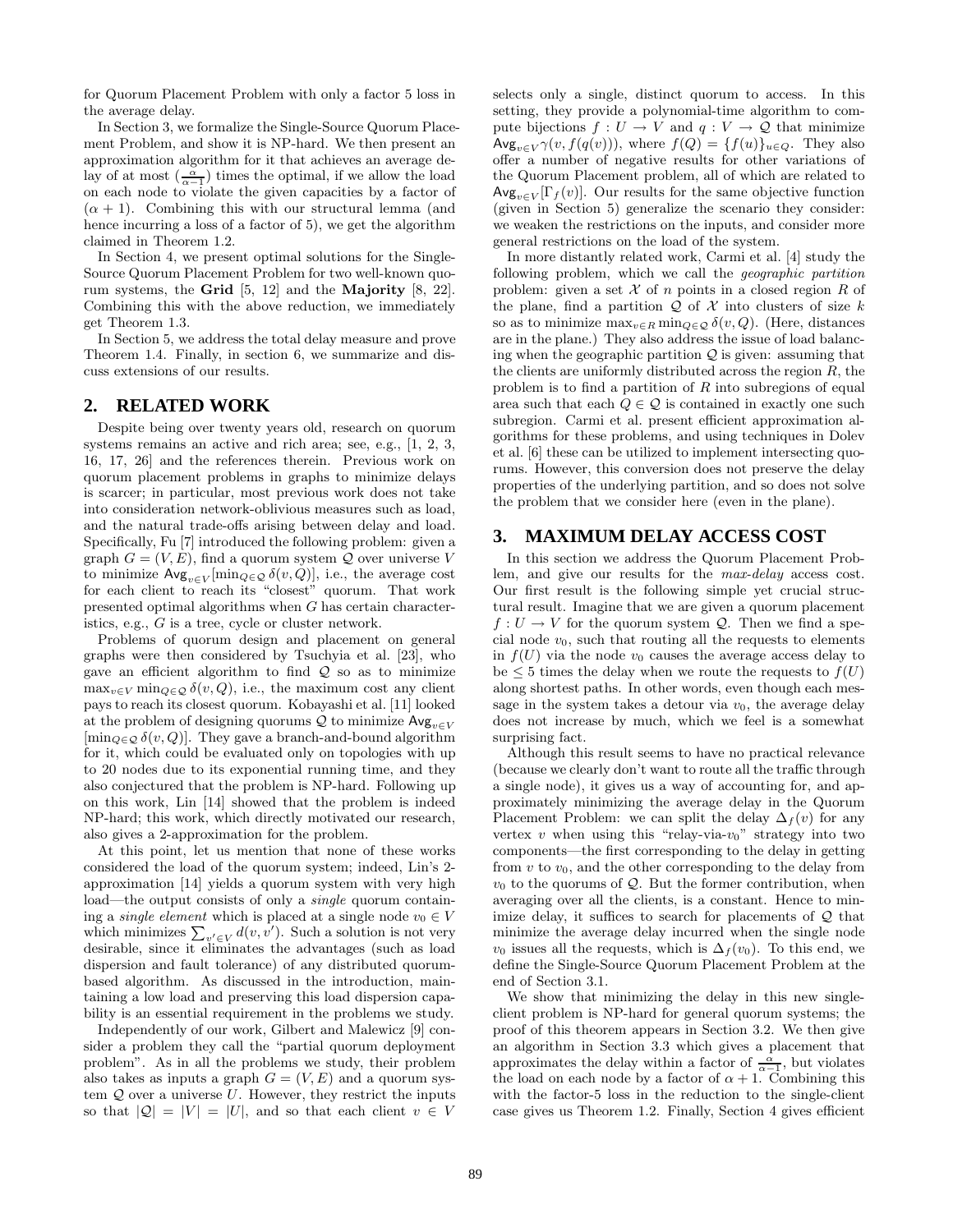for Quorum Placement Problem with only a factor 5 loss in the average delay.

In Section 3, we formalize the Single-Source Quorum Placement Problem, and show it is NP-hard. We then present an approximation algorithm for it that achieves an average delay of at most $(\frac{\alpha}{\alpha-1})$ times the optimal, if we allow the load on each node to violate the given capacities by a factor of $(\alpha + 1)$. Combining this with our structural lemma (and hence incurring a loss of a factor of 5), we get the algorithm claimed in Theorem 1.2.

In Section 4, we present optimal solutions for the Single-Source Quorum Placement Problem for two well-known quorum systems, the **Grid** [5, 12] and the **Majority** [8, 22]. Combining this with the above reduction, we immediately get Theorem 1.3.

In Section 5, we address the total delay measure and prove Theorem 1.4. Finally, in section 6, we summarize and discuss extensions of our results.

## 2. RELATED WORK

Despite being over twenty years old, research on quorum systems remains an active and rich area; see, e.g., [1, 2, 3, 16, 17, 26] and the references therein. Previous work on quorum placement problems in graphs to minimize delays is scarcer; in particular, most previous work does not take into consideration network-oblivious measures such as load, and the natural trade-offs arising between delay and load. Specifically, Fu [7] introduced the following problem: given a graph $G = (V, E)$, find a quorum system $\mathcal{Q}$ over universe $V$ to minimize $\mathsf{Avg}_{v \in V}[\min_{Q \in \mathcal{Q}} \delta(v, Q)]$, i.e., the average cost for each client to reach its "closest" quorum. That work presented optimal algorithms when $G$ has certain characteristics, e.g., $G$ is a tree, cycle or cluster network.

Problems of quorum design and placement on general graphs were then considered by Tsuchyia et al. [23], who gave an efficient algorithm to find $\mathcal{Q}$ so as to minimize $\max_{v \in V} \min_{Q \in \mathcal{Q}} \delta(v, Q)$, i.e., the maximum cost any client pays to reach its closest quorum. Kobayashi et al. [11] looked at the problem of designing quorums $\mathcal{Q}$ to minimize $\mathsf{Avg}_{v \in V}$ $[\min_{Q \in \mathcal{Q}} \delta(v, Q)]$. They gave a branch-and-bound algorithm for it, which could be evaluated only on topologies with up to 20 nodes due to its exponential running time, and they also conjectured that the problem is NP-hard. Following up on this work, Lin [14] showed that the problem is indeed NP-hard; this work, which directly motivated our research, also gives a 2-approximation for the problem.

At this point, let us mention that none of these works considered the load of the quorum system; indeed, Lin's 2-approximation [14] yields a quorum system with very high load—the output consists of only a *single* quorum containing a *single element* which is placed at a single node $v_0 \in V$ which minimizes $\sum_{v' \in V} d(v, v')$. Such a solution is not very desirable, since it eliminates the advantages (such as load dispersion and fault tolerance) of any distributed quorum-based algorithm. As discussed in the introduction, maintaining a low load and preserving this load dispersion capability is an essential requirement in the problems we study.

Independently of our work, Gilbert and Malewicz [9] consider a problem they call the "partial quorum deployment problem". As in all the problems we study, their problem also takes as inputs a graph $G = (V, E)$ and a quorum system $\mathcal{Q}$ over a universe $U$. However, they restrict the inputs so that $|\mathcal{Q}| = |V| = |U|$, and so that each client $v \in V$ selects only a single, distinct quorum to access. In this setting, they provide a polynomial-time algorithm to compute bijections $f : U \to V$ and $q : V \to \mathcal{Q}$ that minimize $\mathsf{Avg}_{v \in V} \gamma(v, f(q(v)))$, where $f(Q) = \{f(u)\}_{u \in Q}$. They also offer a number of negative results for other variations of the Quorum Placement problem, all of which are related to $\mathsf{Avg}_{v \in V}[\Gamma_f(v)]$. Our results for the same objective function (given in Section 5) generalize the scenario they consider: we weaken the restrictions on the inputs, and consider more general restrictions on the load of the system.

In more distantly related work, Carmi et al. [4] study the following problem, which we call the *geographic partition* problem: given a set $\mathcal{X}$ of $n$ points in a closed region $R$ of the plane, find a partition $\mathcal{Q}$ of $\mathcal{X}$ into clusters of size $k$ so as to minimize $\max_{v \in R} \min_{Q \in \mathcal{Q}} \delta(v, Q)$. (Here, distances are in the plane.) They also address the issue of load balancing when the geographic partition $\mathcal{Q}$ is given: assuming that the clients are uniformly distributed across the region $R$, the problem is to find a partition of $R$ into subregions of equal area such that each $Q \in \mathcal{Q}$ is contained in exactly one such subregion. Carmi et al. present efficient approximation algorithms for these problems, and using techniques in Dolev et al. [6] these can be utilized to implement intersecting quorums. However, this conversion does not preserve the delay properties of the underlying partition, and so does not solve the problem that we consider here (even in the plane).

## 3. MAXIMUM DELAY ACCESS COST

In this section we address the Quorum Placement Problem, and give our results for the *max-delay* access cost. Our first result is the following simple yet crucial structural result. Imagine that we are given a quorum placement $f : U \to V$ for the quorum system $\mathcal{Q}$. Then we find a special node $v_0$, such that routing all the requests to elements in $f(U)$ via the node $v_0$ causes the average access delay to be $\leq 5$ times the delay when we route the requests to $f(U)$ along shortest paths. In other words, even though each message in the system takes a detour via $v_0$, the average delay does not increase by much, which we feel is a somewhat surprising fact.

Although this result seems to have no practical relevance (because we clearly don't want to route all the traffic through a single node), it gives us a way of accounting for, and approximately minimizing the average delay in the Quorum Placement Problem: we can split the delay $\Delta_f(v)$ for any vertex $v$ when using this "relay-via-$v_0$" strategy into two components—the first corresponding to the delay in getting from $v$ to $v_0$, and the other corresponding to the delay from $v_0$ to the quorums of $\mathcal{Q}$. But the former contribution, when averaging over all the clients, is a constant. Hence to minimize delay, it suffices to search for placements of $\mathcal{Q}$ that minimize the average delay incurred when the single node $v_0$ issues all the requests, which is $\Delta_f(v_0)$. To this end, we define the Single-Source Quorum Placement Problem at the end of Section 3.1.

We show that minimizing the delay in this new single-client problem is NP-hard for general quorum systems; the proof of this theorem appears in Section 3.2. We then give an algorithm in Section 3.3 which gives a placement that approximates the delay within a factor of $\frac{\alpha}{\alpha-1}$, but violates the load on each node by a factor of $\alpha + 1$. Combining this with the factor-5 loss in the reduction to the single-client case gives us Theorem 1.2. Finally, Section 4 gives efficient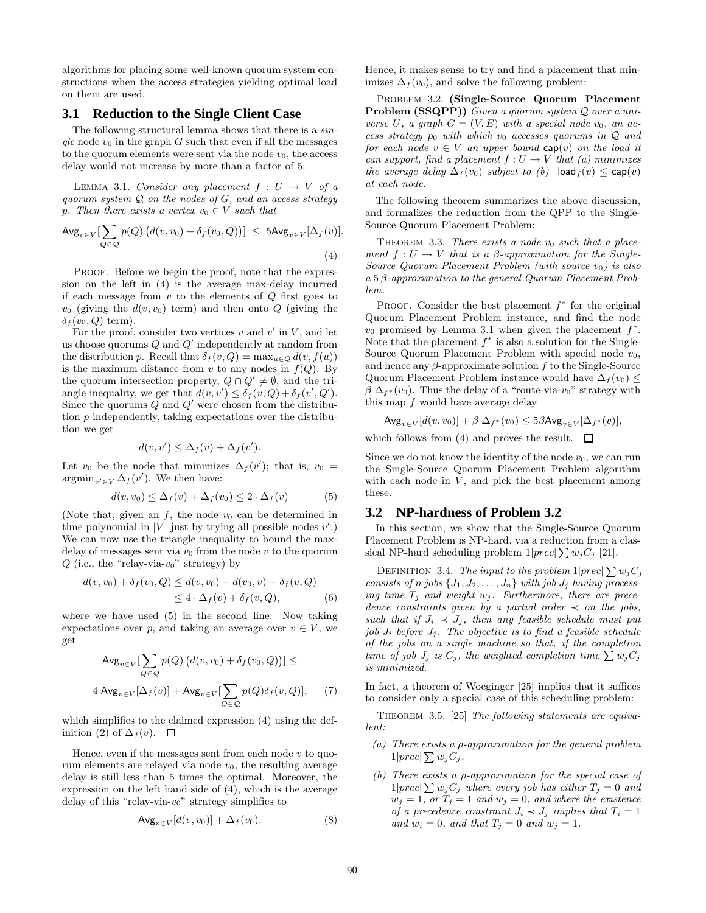algorithms for placing some well-known quorum system constructions when the access strategies yielding optimal load on them are used.

## 3.1 Reduction to the Single Client Case

The following structural lemma shows that there is a *single* node $v_0$ in the graph $G$ such that even if all the messages to the quorum elements were sent via the node $v_0$, the access delay would not increase by more than a factor of 5.

LEMMA 3.1. *Consider any placement $f : U \to V$ of a quorum system $\mathcal{Q}$ on the nodes of $G$, and an access strategy $p$. Then there exists a vertex $v_0 \in V$ such that*

$$\mathsf{Avg}_{v \in V}[\sum_{Q \in \mathcal{Q}} p(Q)\left(d(v, v_0) + \delta_f(v_0, Q)\right)] \leq 5\mathsf{Avg}_{v \in V}[\Delta_f(v)]. \tag{4}$$

PROOF. Before we begin the proof, note that the expression on the left in (4) is the average max-delay incurred if each message from $v$ to the elements of $Q$ first goes to $v_0$ (giving the $d(v, v_0)$ term) and then onto $Q$ (giving the $\delta_f(v_0, Q)$ term).

For the proof, consider two vertices $v$ and $v'$ in $V$, and let us choose quorums $Q$ and $Q'$ independently at random from the distribution $p$. Recall that $\delta_f(v, Q) = \max_{u \in Q} d(v, f(u))$ is the maximum distance from $v$ to any nodes in $f(Q)$. By the quorum intersection property, $Q \cap Q' \neq \emptyset$, and the triangle inequality, we get that $d(v, v') \leq \delta_f(v, Q) + \delta_f(v', Q')$. Since the quorums $Q$ and $Q'$ were chosen from the distribution $p$ independently, taking expectations over the distribution we get

$$d(v, v') \leq \Delta_f(v) + \Delta_f(v').$$

Let $v_0$ be the node that minimizes $\Delta_f(v')$; that is, $v_0 = \operatorname{argmin}_{v' \in V} \Delta_f(v')$. We then have:

$$d(v, v_0) \leq \Delta_f(v) + \Delta_f(v_0) \leq 2 \cdot \Delta_f(v) \tag{5}$$

(Note that, given an $f$, the node $v_0$ can be determined in time polynomial in $|V|$ just by trying all possible nodes $v'$.) We can now use the triangle inequality to bound the max-delay of messages sent via $v_0$ from the node $v$ to the quorum $Q$ (i.e., the "relay-via-$v_0$" strategy) by

$$\begin{aligned} d(v, v_0) + \delta_f(v_0, Q) &\leq d(v, v_0) + d(v_0, v) + \delta_f(v, Q) \\ &\leq 4 \cdot \Delta_f(v) + \delta_f(v, Q), \end{aligned} \tag{6}$$

where we have used (5) in the second line. Now taking expectations over $p$, and taking an average over $v \in V$, we get

$$\begin{aligned} &\mathsf{Avg}_{v \in V}[\sum_{Q \in \mathcal{Q}} p(Q)\left(d(v, v_0) + \delta_f(v_0, Q)\right)] \leq \\ &4\, \mathsf{Avg}_{v \in V}[\Delta_f(v)] + \mathsf{Avg}_{v \in V}[\sum_{Q \in \mathcal{Q}} p(Q)\delta_f(v, Q)], \end{aligned} \tag{7}$$

which simplifies to the claimed expression (4) using the definition (2) of $\Delta_f(v)$. $\square$

Hence, even if the messages sent from each node $v$ to quorum elements are relayed via node $v_0$, the resulting average delay is still less than 5 times the optimal. Moreover, the expression on the left hand side of (4), which is the average delay of this "relay-via-$v_0$" strategy simplifies to

$$\mathsf{Avg}_{v \in V}[d(v, v_0)] + \Delta_f(v_0). \tag{8}$$

Hence, it makes sense to try and find a placement that minimizes $\Delta_f(v_0)$, and solve the following problem:

PROBLEM 3.2. **(Single-Source Quorum Placement Problem (SSQPP))** *Given a quorum system $\mathcal{Q}$ over a universe $U$, a graph $G = (V, E)$ with a special node $v_0$, an access strategy $p_0$ with which $v_0$ accesses quorums in $\mathcal{Q}$ and for each node $v \in V$ an upper bound $\mathsf{cap}(v)$ on the load it can support, find a placement $f : U \to V$ that (a) minimizes the average delay $\Delta_f(v_0)$ subject to (b) $\mathsf{load}_f(v) \leq \mathsf{cap}(v)$ at each node.*

The following theorem summarizes the above discussion, and formalizes the reduction from the QPP to the Single-Source Quorum Placement Problem:

THEOREM 3.3. *There exists a node $v_0$ such that a placement $f : U \to V$ that is a $\beta$-approximation for the Single-Source Quorum Placement Problem (with source $v_0$) is also a $5\,\beta$-approximation to the general Quorum Placement Problem.*

PROOF. Consider the best placement $f^*$ for the original Quorum Placement Problem instance, and find the node $v_0$ promised by Lemma 3.1 when given the placement $f^*$. Note that the placement $f^*$ is also a solution for the Single-Source Quorum Placement Problem with special node $v_0$, and hence any $\beta$-approximate solution $f$ to the Single-Source Quorum Placement Problem instance would have $\Delta_f(v_0) \leq \beta\, \Delta_{f^*}(v_0)$. Thus the delay of a "route-via-$v_0$" strategy with this map $f$ would have average delay

$$\mathsf{Avg}_{v \in V}[d(v, v_0)] + \beta\, \Delta_{f^*}(v_0) \leq 5\beta \mathsf{Avg}_{v \in V}[\Delta_{f^*}(v)],$$

which follows from (4) and proves the result. $\square$

Since we do not know the identity of the node $v_0$, we can run the Single-Source Quorum Placement Problem algorithm with each node in $V$, and pick the best placement among these.

## 3.2 NP-hardness of Problem 3.2

In this section, we show that the Single-Source Quorum Placement Problem is NP-hard, via a reduction from a classical NP-hard scheduling problem $1|prec|\sum w_j C_j$ [21].

DEFINITION 3.4. *The input to the problem $1|prec|\sum w_j C_j$ consists of $n$ jobs $\{J_1, J_2, \ldots, J_n\}$ with job $J_j$ having processing time $T_j$ and weight $w_j$. Furthermore, there are precedence constraints given by a partial order $\prec$ on the jobs, such that if $J_i \prec J_j$, then any feasible schedule must put job $J_i$ before $J_j$. The objective is to find a feasible schedule of the jobs on a single machine so that, if the completion time of job $J_j$ is $C_j$, the weighted completion time $\sum w_j C_j$ is minimized.*

In fact, a theorem of Woeginger [25] implies that it suffices to consider only a special case of this scheduling problem:

THEOREM 3.5. [25] *The following statements are equivalent:*

- *(a) There exists a $\rho$-approximation for the general problem $1|prec|\sum w_j C_j$.*
- *(b) There exists a $\rho$-approximation for the special case of $1|prec|\sum w_j C_j$ where every job has either $T_j = 0$ and $w_j = 1$, or $T_j = 1$ and $w_j = 0$, and where the existence of a precedence constraint $J_i \prec J_j$ implies that $T_i = 1$ and $w_i = 0$, and that $T_j = 0$ and $w_j = 1$.*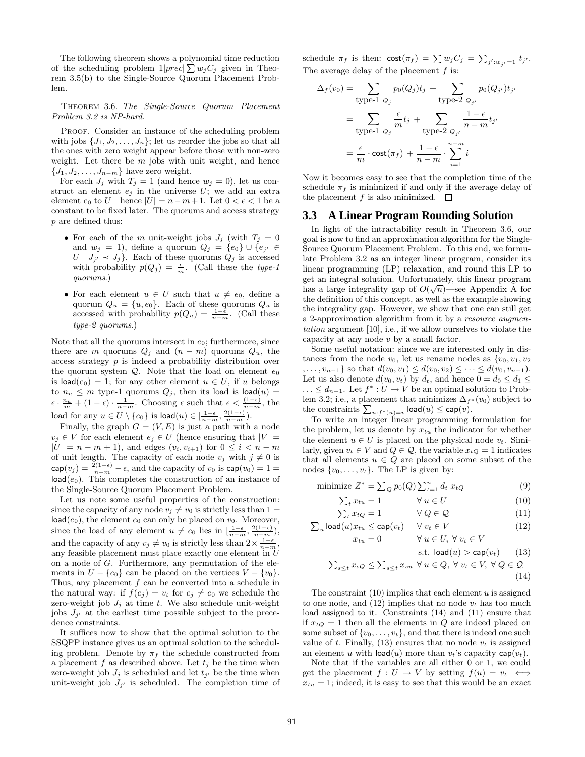The following theorem shows a polynomial time reduction of the scheduling problem $1|prec|\sum w_j C_j$ given in Theorem 3.5(b) to the Single-Source Quorum Placement Problem.

THEOREM 3.6. *The Single-Source Quorum Placement Problem 3.2 is NP-hard.*

PROOF. Consider an instance of the scheduling problem with jobs $\{J_1, J_2, \ldots, J_n\}$; let us reorder the jobs so that all the ones with zero weight appear before those with non-zero weight. Let there be $m$ jobs with unit weight, and hence $\{J_1, J_2, \ldots, J_{n-m}\}$ have zero weight.

For each $J_j$ with $T_j = 1$ (and hence $w_j = 0$), let us construct an element $e_j$ in the universe $U$; we add an extra element $e_0$ to $U$—hence $|U| = n - m + 1$. Let $0 < \epsilon < 1$ be a constant to be fixed later. The quorums and access strategy $p$ are defined thus:

- For each of the $m$ unit-weight jobs $J_j$ (with $T_j = 0$ and $w_j = 1$), define a quorum $Q_j = \{e_0\} \cup \{e_{j'} \in U \mid J_{j'} \prec J_j\}$. Each of these quorums $Q_j$ is accessed with probability $p(Q_j) = \frac{\epsilon}{m}$. (Call these the *type-1 quorums*.)
- For each element $u \in U$ such that $u \neq e_0$, define a quorum $Q_u = \{u, e_0\}$. Each of these quorums $Q_u$ is accessed with probability $p(Q_u) = \frac{1-\epsilon}{n-m}$. (Call these *type-2 quorums*.)

Note that all the quorums intersect in $e_0$; furthermore, since there are $m$ quorums $Q_j$ and $(n - m)$ quorums $Q_u$, the access strategy $p$ is indeed a probability distribution over the quorum system $\mathcal{Q}$. Note that the load on element $e_0$ is $\mathsf{load}(e_0) = 1$; for any other element $u \in U$, if $u$ belongs to $n_u \leq m$ type-1 quorums $Q_j$, then its load is $\mathsf{load}(u) = \epsilon \cdot \frac{n_u}{m} + (1 - \epsilon) \cdot \frac{1}{n-m}$. Choosing $\epsilon$ such that $\epsilon < \frac{(1-\epsilon)}{n-m}$, the load for any $u \in U \setminus \{e_0\}$ is $\mathsf{load}(u) \in [\frac{1-\epsilon}{n-m}, \frac{2(1-\epsilon)}{n-m})$.

Finally, the graph $G = (V, E)$ is just a path with a node $v_j \in V$ for each element $e_j \in U$ (hence ensuring that $|V| = |U| = n - m + 1$), and edges $(v_i, v_{i+1})$ for $0 \leq i < n - m$ of unit length. The capacity of each node $v_j$ with $j \neq 0$ is $\mathsf{cap}(v_j) = \frac{2(1-\epsilon)}{n-m} - \epsilon$, and the capacity of $v_0$ is $\mathsf{cap}(v_0) = 1 = \mathsf{load}(e_0)$. This completes the construction of an instance of the Single-Source Quorum Placement Problem.

Let us note some useful properties of the construction: since the capacity of any node $v_j \neq v_0$ is strictly less than $1 = \mathsf{load}(e_0)$, the element $e_0$ can only be placed on $v_0$. Moreover, since the load of any element $u \neq e_0$ lies in $[\frac{1-\epsilon}{n-m}, \frac{2(1-\epsilon)}{n-m})$, and the capacity of any $v_j \neq v_0$ is strictly less than $2 \times \frac{1-\epsilon}{n-m}$, any feasible placement must place exactly one element in $U$ on a node of $G$. Furthermore, any permutation of the elements in $U - \{e_0\}$ can be placed on the vertices $V - \{v_0\}$. Thus, any placement $f$ can be converted into a schedule in the natural way: if $f(e_j) = v_t$ for $e_j \neq e_0$ we schedule the zero-weight job $J_j$ at time $t$. We also schedule unit-weight jobs $J_{j'}$ at the earliest time possible subject to the precedence constraints.

It suffices now to show that the optimal solution to the SSQPP instance gives us an optimal solution to the scheduling problem. Denote by $\pi_f$ the schedule constructed from a placement $f$ as described above. Let $t_j$ be the time when zero-weight job $J_j$ is scheduled and let $t_{j'}$ be the time when unit-weight job $J_{j'}$ is scheduled. The completion time of schedule $\pi_f$ is then: $\mathsf{cost}(\pi_f) = \sum w_j C_j = \sum_{j':w_{j'}=1} t_{j'}$. The average delay of the placement $f$ is:

$$\begin{aligned}
\Delta_f(v_0) &= \sum_{\text{type-1 } Q_j} p_0(Q_j) t_j + \sum_{\text{type-2 } Q_{j'}} p_0(Q_{j'}) t_{j'} \\
&= \sum_{\text{type-1 } Q_j} \frac{\epsilon}{m} t_j + \sum_{\text{type-2 } Q_{j'}} \frac{1-\epsilon}{n-m} t_{j'} \\
&= \frac{\epsilon}{m} \cdot \mathsf{cost}(\pi_f) + \frac{1-\epsilon}{n-m} \cdot \sum_{i=1}^{n-m} i
\end{aligned}$$

Now it becomes easy to see that the completion time of the schedule $\pi_f$ is minimized if and only if the average delay of the placement $f$ is also minimized. $\square$

## 3.3 A Linear Program Rounding Solution

In light of the intractability result in Theorem 3.6, our goal is now to find an approximation algorithm for the Single-Source Quorum Placement Problem. To this end, we formulate Problem 3.2 as an integer linear program, consider its linear programming (LP) relaxation, and round this LP to get an integral solution. Unfortunately, this linear program has a large integrality gap of $O(\sqrt{n})$—see Appendix A for the definition of this concept, as well as the example showing the integrality gap. However, we show that one can still get a 2-approximation algorithm from it by a *resource augmentation* argument [10], i.e., if we allow ourselves to violate the capacity at any node $v$ by a small factor.

Some useful notation: since we are interested only in distances from the node $v_0$, let us rename nodes as $\{v_0, v_1, v_2, \ldots, v_{n-1}\}$ so that $d(v_0, v_1) \leq d(v_0, v_2) \leq \cdots \leq d(v_0, v_{n-1})$. Let us also denote $d(v_0, v_t)$ by $d_t$, and hence $0 = d_0 \leq d_1 \leq \ldots \leq d_{n-1}$. Let $f^* : U \to V$ be an optimal solution to Problem 3.2; i.e., a placement that minimizes $\Delta_{f^*}(v_0)$ subject to the constraints $\sum_{u:f^*(u)=v} \mathsf{load}(u) \leq \mathsf{cap}(v)$.

To write an integer linear programming formulation for the problem, let us denote by $x_{tu}$ the indicator for whether the element $u \in U$ is placed on the physical node $v_t$. Similarly, given $v_t \in V$ and $Q \in \mathcal{Q}$, the variable $x_{tQ} = 1$ indicates that all elements $u \in Q$ are placed on some subset of the nodes $\{v_0, \ldots, v_t\}$. The LP is given by:

$$\text{minimize } Z^* = \sum_Q p_0(Q) \sum_{t=1}^n d_t \, x_{tQ} \tag{9}$$

$$\sum_t x_{tu} = 1 \qquad \forall\, u \in U \tag{10}$$

$$\sum_t x_{tQ} = 1 \qquad \forall\, Q \in \mathcal{Q} \tag{11}$$

$$\sum_u \mathsf{load}(u) x_{tu} \leq \mathsf{cap}(v_t) \qquad \forall\, v_t \in V \tag{12}$$

$$x_{tu} = 0 \qquad \forall\, u \in U,\ \forall\, v_t \in V \text{ s.t. } \mathsf{load}(u) > \mathsf{cap}(v_t) \tag{13}$$

$$\sum_{s \leq t} x_{sQ} \leq \sum_{s \leq t} x_{su} \quad \forall\, u \in Q,\ \forall\, v_t \in V,\ \forall\, Q \in \mathcal{Q} \tag{14}$$

The constraint (10) implies that each element $u$ is assigned to one node, and (12) implies that no node $v_t$ has too much load assigned to it. Constraints (14) and (11) ensure that if $x_{tQ} = 1$ then all the elements in $Q$ are indeed placed on some subset of $\{v_0, \ldots, v_t\}$, and that there is indeed one such value of $t$. Finally, (13) ensures that no node $v_t$ is assigned an element $u$ with $\mathsf{load}(u)$ more than $v_t$'s capacity $\mathsf{cap}(v_t)$.

Note that if the variables are all either 0 or 1, we could get the placement $f : U \to V$ by setting $f(u) = v_t \iff x_{tu} = 1$; indeed, it is easy to see that this would be an exact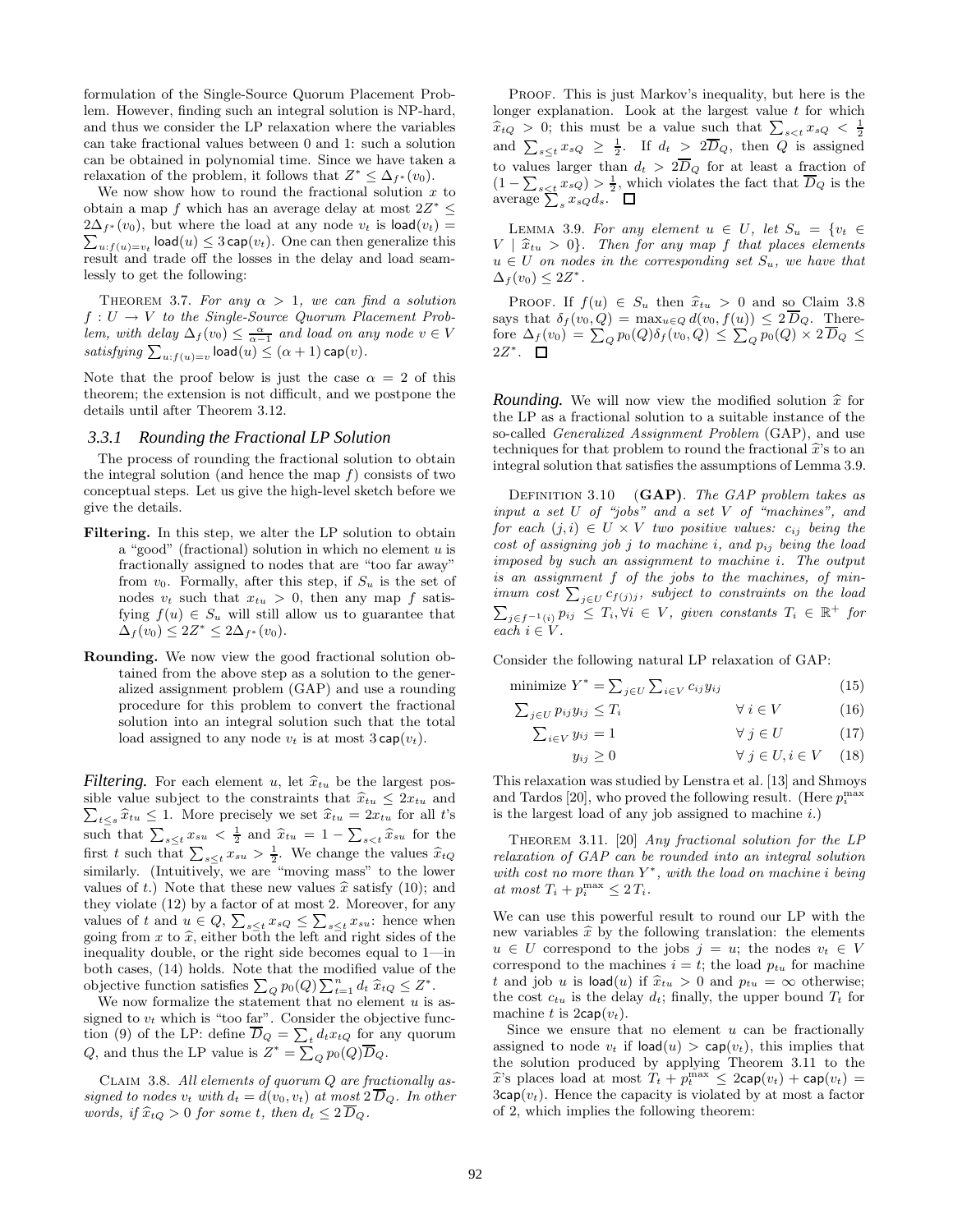formulation of the Single-Source Quorum Placement Problem. However, finding such an integral solution is NP-hard, and thus we consider the LP relaxation where the variables can take fractional values between 0 and 1: such a solution can be obtained in polynomial time. Since we have taken a relaxation of the problem, it follows that $Z^* \leq \Delta_{f^*}(v_0)$.

We now show how to round the fractional solution $x$ to obtain a map $f$ which has an average delay at most $2Z^* \leq 2\Delta_{f^*}(v_0)$, but where the load at any node $v_t$ is $\mathsf{load}(v_t) = \sum_{u:f(u)=v_t} \mathsf{load}(u) \leq 3\,\mathsf{cap}(v_t)$. One can then generalize this result and trade off the losses in the delay and load seamlessly to get the following:

THEOREM 3.7. *For any $\alpha > 1$, we can find a solution $f : U \to V$ to the Single-Source Quorum Placement Problem, with delay $\Delta_f(v_0) \leq \frac{\alpha}{\alpha-1}$ and load on any node $v \in V$ satisfying $\sum_{u:f(u)=v} \mathsf{load}(u) \leq (\alpha+1)\,\mathsf{cap}(v)$.*

Note that the proof below is just the case $\alpha = 2$ of this theorem; the extension is not difficult, and we postpone the details until after Theorem 3.12.

### 3.3.1 Rounding the Fractional LP Solution

The process of rounding the fractional solution to obtain the integral solution (and hence the map $f$) consists of two conceptual steps. Let us give the high-level sketch before we give the details.

- **Filtering.** In this step, we alter the LP solution to obtain a "good" (fractional) solution in which no element $u$ is fractionally assigned to nodes that are "too far away" from $v_0$. Formally, after this step, if $S_u$ is the set of nodes $v_t$ such that $x_{tu} > 0$, then any map $f$ satisfying $f(u) \in S_u$ will still allow us to guarantee that $\Delta_f(v_0) \leq 2Z^* \leq 2\Delta_{f^*}(v_0)$.
- **Rounding.** We now view the good fractional solution obtained from the above step as a solution to the generalized assignment problem (GAP) and use a rounding procedure for this problem to convert the fractional solution into an integral solution such that the total load assigned to any node $v_t$ is at most $3\,\mathsf{cap}(v_t)$.

***Filtering.*** For each element $u$, let $\widehat{x}_{tu}$ be the largest possible value subject to the constraints that $\widehat{x}_{tu} \leq 2x_{tu}$ and $\sum_{t \leq s} \widehat{x}_{tu} \leq 1$. More precisely we set $\widehat{x}_{tu} = 2x_{tu}$ for all $t$'s such that $\sum_{s \leq t} x_{su} < \frac{1}{2}$ and $\widehat{x}_{tu} = 1 - \sum_{s<t} \widehat{x}_{su}$ for the first $t$ such that $\sum_{s \leq t} x_{su} > \frac{1}{2}$. We change the values $\widehat{x}_{tQ}$ similarly. (Intuitively, we are "moving mass" to the lower values of $t$.) Note that these new values $\widehat{x}$ satisfy (10); and they violate (12) by a factor of at most 2. Moreover, for any values of $t$ and $u \in Q$, $\sum_{s \leq t} x_{sQ} \leq \sum_{s \leq t} x_{su}$: hence when going from $x$ to $\widehat{x}$, either both the left and right sides of the inequality double, or the right side becomes equal to 1—in both cases, (14) holds. Note that the modified value of the objective function satisfies $\sum_Q p_0(Q) \sum_{t=1}^{n} d_t\, \widehat{x}_{tQ} \leq Z^*$.

We now formalize the statement that no element $u$ is assigned to $v_t$ which is "too far". Consider the objective function (9) of the LP: define $\overline{D}_Q = \sum_t d_t x_{tQ}$ for any quorum $Q$, and thus the LP value is $Z^* = \sum_Q p_0(Q)\overline{D}_Q$.

CLAIM 3.8. *All elements of quorum $Q$ are fractionally assigned to nodes $v_t$ with $d_t = d(v_0, v_t)$ at most $2\,\overline{D}_Q$. In other words, if $\widehat{x}_{tQ} > 0$ for some $t$, then $d_t \leq 2\,\overline{D}_Q$.*

PROOF. This is just Markov's inequality, but here is the longer explanation. Look at the largest value $t$ for which $\widehat{x}_{tQ} > 0$; this must be a value such that $\sum_{s<t} x_{sQ} < \frac{1}{2}$ and $\sum_{s \leq t} x_{sQ} \geq \frac{1}{2}$. If $d_t > 2\overline{D}_Q$, then $Q$ is assigned to values larger than $d_t > 2\overline{D}_Q$ for at least a fraction of $(1 - \sum_{s<t} x_{sQ}) > \frac{1}{2}$, which violates the fact that $\overline{D}_Q$ is the average $\sum_s x_{sQ} d_s$. $\square$

LEMMA 3.9. *For any element $u \in U$, let $S_u = \{v_t \in V \mid \widehat{x}_{tu} > 0\}$. Then for any map $f$ that places elements $u \in U$ on nodes in the corresponding set $S_u$, we have that $\Delta_f(v_0) \leq 2Z^*$.*

PROOF. If $f(u) \in S_u$ then $\widehat{x}_{tu} > 0$ and so Claim 3.8 says that $\delta_f(v_0, Q) = \max_{u \in Q} d(v_0, f(u)) \leq 2\,\overline{D}_Q$. Therefore $\Delta_f(v_0) = \sum_Q p_0(Q)\delta_f(v_0, Q) \leq \sum_Q p_0(Q) \times 2\,\overline{D}_Q \leq 2Z^*$. $\square$

***Rounding.*** We will now view the modified solution $\widehat{x}$ for the LP as a fractional solution to a suitable instance of the so-called *Generalized Assignment Problem* (GAP), and use techniques for that problem to round the fractional $\widehat{x}$'s to an integral solution that satisfies the assumptions of Lemma 3.9.

DEFINITION 3.10 (**GAP**). *The GAP problem takes as input a set $U$ of "jobs" and a set $V$ of "machines", and for each $(j, i) \in U \times V$ two positive values: $c_{ij}$ being the cost of assigning job $j$ to machine $i$, and $p_{ij}$ being the load imposed by such an assignment to machine $i$. The output is an assignment $f$ of the jobs to the machines, of minimum cost $\sum_{j \in U} c_{f(j)j}$, subject to constraints on the load $\sum_{j \in f^{-1}(i)} p_{ij} \leq T_i, \forall i \in V$, given constants $T_i \in \mathbb{R}^+$ for each $i \in V$.*

Consider the following natural LP relaxation of GAP:

$$\text{minimize } Y^* = \textstyle\sum_{j \in U} \sum_{i \in V} c_{ij} y_{ij} \qquad (15)$$

$$\textstyle\sum_{j \in U} p_{ij} y_{ij} \leq T_i \qquad \forall\, i \in V \qquad (16)$$

$$\textstyle\sum_{i \in V} y_{ij} = 1 \qquad \forall\, j \in U \qquad (17)$$

$$y_{ij} \geq 0 \qquad \forall\, j \in U, i \in V \qquad (18)$$

This relaxation was studied by Lenstra et al. [13] and Shmoys and Tardos [20], who proved the following result. (Here $p_i^{\max}$ is the largest load of any job assigned to machine $i$.)

THEOREM 3.11. [20] *Any fractional solution for the LP relaxation of GAP can be rounded into an integral solution with cost no more than $Y^*$, with the load on machine $i$ being at most $T_i + p_i^{\max} \leq 2\,T_i$.*

We can use this powerful result to round our LP with the new variables $\widehat{x}$ by the following translation: the elements $u \in U$ correspond to the jobs $j = u$; the nodes $v_t \in V$ correspond to the machines $i = t$; the load $p_{tu}$ for machine $t$ and job $u$ is $\mathsf{load}(u)$ if $\widehat{x}_{tu} > 0$ and $p_{tu} = \infty$ otherwise; the cost $c_{tu}$ is the delay $d_t$; finally, the upper bound $T_t$ for machine $t$ is $2\mathsf{cap}(v_t)$.

Since we ensure that no element $u$ can be fractionally assigned to node $v_t$ if $\mathsf{load}(u) > \mathsf{cap}(v_t)$, this implies that the solution produced by applying Theorem 3.11 to the $\widehat{x}$'s places load at most $T_t + p_t^{\max} \leq 2\mathsf{cap}(v_t) + \mathsf{cap}(v_t) = 3\mathsf{cap}(v_t)$. Hence the capacity is violated by at most a factor of 2, which implies the following theorem: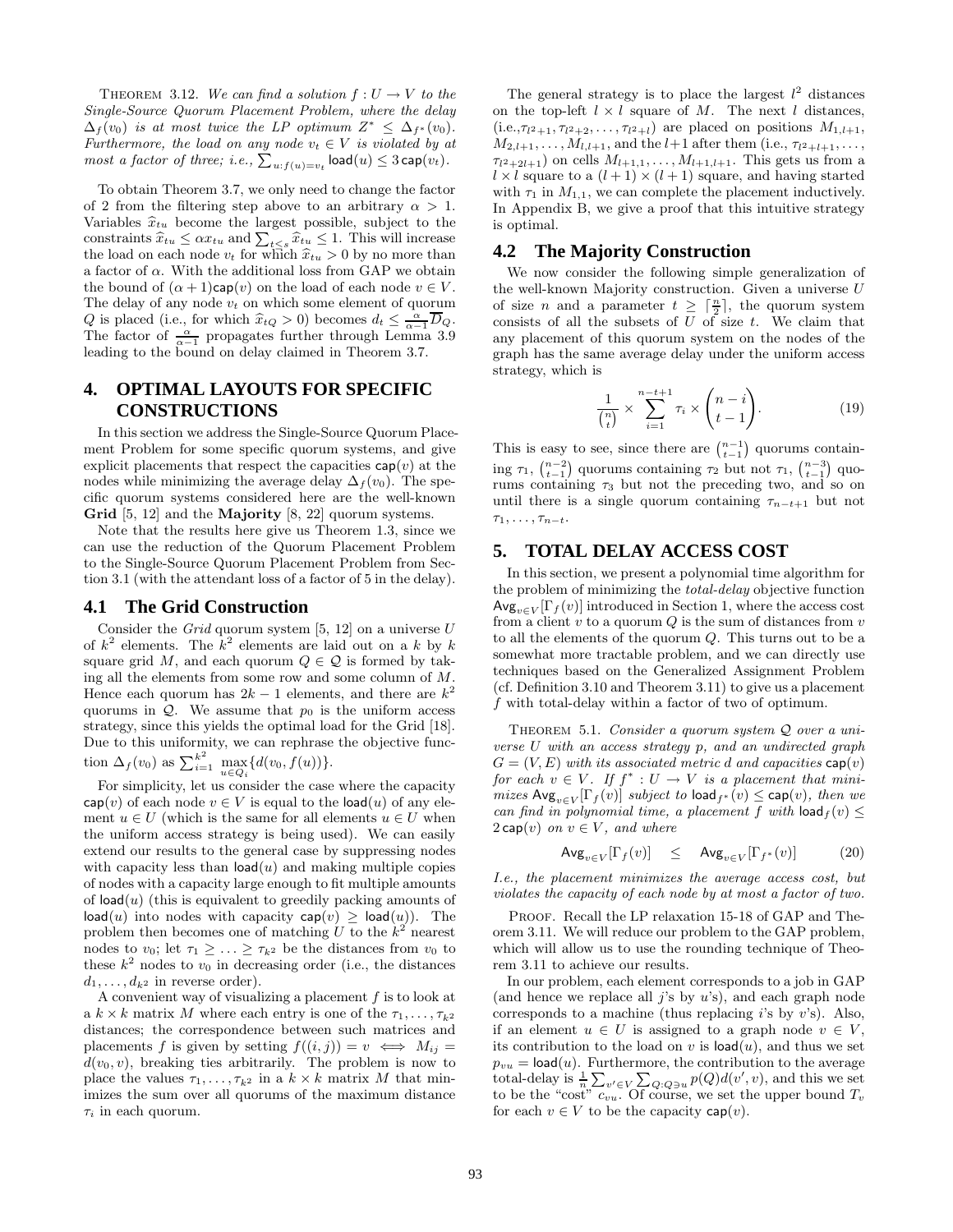**Theorem 3.12.** *We can find a solution $f : U \to V$ to the Single-Source Quorum Placement Problem, where the delay $\Delta_f(v_0)$ is at most twice the LP optimum $Z^* \le \Delta_{f^*}(v_0)$. Furthermore, the load on any node $v_t \in V$ is violated by at most a factor of three; i.e., $\sum_{u:f(u)=v_t} \mathsf{load}(u) \le 3\,\mathsf{cap}(v_t)$.*

To obtain Theorem 3.7, we only need to change the factor of 2 from the filtering step above to an arbitrary $\alpha > 1$. Variables $\widehat{x}_{tu}$ become the largest possible, subject to the constraints $\widehat{x}_{tu} \le \alpha x_{tu}$ and $\sum_{t \le s} \widehat{x}_{tu} \le 1$. This will increase the load on each node $v_t$ for which $\widehat{x}_{tu} > 0$ by no more than a factor of $\alpha$. With the additional loss from GAP we obtain the bound of $(\alpha+1)\mathsf{cap}(v)$ on the load of each node $v \in V$. The delay of any node $v_t$ on which some element of quorum $Q$ is placed (i.e., for which $\widehat{x}_{tQ} > 0$) becomes $d_t \le \frac{\alpha}{\alpha-1}\overline{D}_Q$. The factor of $\frac{\alpha}{\alpha-1}$ propagates further through Lemma 3.9 leading to the bound on delay claimed in Theorem 3.7.

# 4. OPTIMAL LAYOUTS FOR SPECIFIC CONSTRUCTIONS

In this section we address the Single-Source Quorum Placement Problem for some specific quorum systems, and give explicit placements that respect the capacities $\mathsf{cap}(v)$ at the nodes while minimizing the average delay $\Delta_f(v_0)$. The specific quorum systems considered here are the well-known **Grid** [5, 12] and the **Majority** [8, 22] quorum systems.

Note that the results here give us Theorem 1.3, since we can use the reduction of the Quorum Placement Problem to the Single-Source Quorum Placement Problem from Section 3.1 (with the attendant loss of a factor of 5 in the delay).

## 4.1 The Grid Construction

Consider the *Grid* quorum system [5, 12] on a universe $U$ of $k^2$ elements. The $k^2$ elements are laid out on a $k$ by $k$ square grid $M$, and each quorum $Q \in \mathcal{Q}$ is formed by taking all the elements from some row and some column of $M$. Hence each quorum has $2k-1$ elements, and there are $k^2$ quorums in $\mathcal{Q}$. We assume that $p_0$ is the uniform access strategy, since this yields the optimal load for the Grid [18]. Due to this uniformity, we can rephrase the objective function $\Delta_f(v_0)$ as $\sum_{i=1}^{k^2} \max_{u \in Q_i}\{d(v_0, f(u))\}$.

For simplicity, let us consider the case where the capacity $\mathsf{cap}(v)$ of each node $v \in V$ is equal to the $\mathsf{load}(u)$ of any element $u \in U$ (which is the same for all elements $u \in U$ when the uniform access strategy is being used). We can easily extend our results to the general case by suppressing nodes with capacity less than $\mathsf{load}(u)$ and making multiple copies of nodes with a capacity large enough to fit multiple amounts of $\mathsf{load}(u)$ (this is equivalent to greedily packing amounts of $\mathsf{load}(u)$ into nodes with capacity $\mathsf{cap}(v) \ge \mathsf{load}(u)$). The problem then becomes one of matching $U$ to the $k^2$ nearest nodes to $v_0$; let $\tau_1 \ge \ldots \ge \tau_{k^2}$ be the distances from $v_0$ to these $k^2$ nodes to $v_0$ in decreasing order (i.e., the distances $d_1, \ldots, d_{k^2}$ in reverse order).

A convenient way of visualizing a placement $f$ is to look at a $k \times k$ matrix $M$ where each entry is one of the $\tau_1, \ldots, \tau_{k^2}$ distances; the correspondence between such matrices and placements $f$ is given by setting $f((i,j)) = v \iff M_{ij} = d(v_0, v)$, breaking ties arbitrarily. The problem is now to place the values $\tau_1, \ldots, \tau_{k^2}$ in a $k \times k$ matrix $M$ that minimizes the sum over all quorums of the maximum distance $\tau_i$ in each quorum.

The general strategy is to place the largest $l^2$ distances on the top-left $l \times l$ square of $M$. The next $l$ distances, (i.e.,$\tau_{l^2+1}, \tau_{l^2+2}, \ldots, \tau_{l^2+l}$) are placed on positions $M_{1,l+1}$, $M_{2,l+1}, \ldots, M_{l,l+1}$, and the $l+1$ after them (i.e., $\tau_{l^2+l+1}, \ldots, \tau_{l^2+2l+1}$) on cells $M_{l+1,1}, \ldots, M_{l+1,l+1}$. This gets us from a $l \times l$ square to a $(l+1) \times (l+1)$ square, and having started with $\tau_1$ in $M_{1,1}$, we can complete the placement inductively. In Appendix B, we give a proof that this intuitive strategy is optimal.

## 4.2 The Majority Construction

We now consider the following simple generalization of the well-known Majority construction. Given a universe $U$ of size $n$ and a parameter $t \ge \lceil \frac{n}{2} \rceil$, the quorum system consists of all the subsets of $U$ of size $t$. We claim that any placement of this quorum system on the nodes of the graph has the same average delay under the uniform access strategy, which is

$$\frac{1}{\binom{n}{t}} \times \sum_{i=1}^{n-t+1} \tau_i \times \binom{n-i}{t-1}. \tag{19}$$

This is easy to see, since there are $\binom{n-1}{t-1}$ quorums containing $\tau_1$, $\binom{n-2}{t-1}$ quorums containing $\tau_2$ but not $\tau_1$, $\binom{n-3}{t-1}$ quorums containing $\tau_3$ but not the preceding two, and so on until there is a single quorum containing $\tau_{n-t+1}$ but not $\tau_1, \ldots, \tau_{n-t}$.

# 5. TOTAL DELAY ACCESS COST

In this section, we present a polynomial time algorithm for the problem of minimizing the *total-delay* objective function $\mathsf{Avg}_{v \in V}[\Gamma_f(v)]$ introduced in Section 1, where the access cost from a client $v$ to a quorum $Q$ is the sum of distances from $v$ to all the elements of the quorum $Q$. This turns out to be a somewhat more tractable problem, and we can directly use techniques based on the Generalized Assignment Problem (cf. Definition 3.10 and Theorem 3.11) to give us a placement $f$ with total-delay within a factor of two of optimum.

**Theorem 5.1.** *Consider a quorum system $\mathcal{Q}$ over a universe $U$ with an access strategy $p$, and an undirected graph $G = (V, E)$ with its associated metric $d$ and capacities $\mathsf{cap}(v)$ for each $v \in V$. If $f^* : U \to V$ is a placement that minimizes $\mathsf{Avg}_{v \in V}[\Gamma_f(v)]$ subject to $\mathsf{load}_{f^*}(v) \le \mathsf{cap}(v)$, then we can find in polynomial time, a placement $f$ with $\mathsf{load}_f(v) \le 2\,\mathsf{cap}(v)$ on $v \in V$, and where*

$$\mathsf{Avg}_{v \in V}[\Gamma_f(v)] \quad \le \quad \mathsf{Avg}_{v \in V}[\Gamma_{f^*}(v)] \tag{20}$$

*I.e., the placement minimizes the average access cost, but violates the capacity of each node by at most a factor of two.*

Proof. Recall the LP relaxation 15-18 of GAP and Theorem 3.11. We will reduce our problem to the GAP problem, which will allow us to use the rounding technique of Theorem 3.11 to achieve our results.

In our problem, each element corresponds to a job in GAP (and hence we replace all $j$'s by $u$'s), and each graph node corresponds to a machine (thus replacing $i$'s by $v$'s). Also, if an element $u \in U$ is assigned to a graph node $v \in V$, its contribution to the load on $v$ is $\mathsf{load}(u)$, and thus we set $p_{vu} = \mathsf{load}(u)$. Furthermore, the contribution to the average total-delay is $\frac{1}{n}\sum_{v' \in V}\sum_{Q:Q \ni u} p(Q) d(v', v)$, and this we set to be the "cost" $c_{vu}$. Of course, we set the upper bound $T_v$ for each $v \in V$ to be the capacity $\mathsf{cap}(v)$.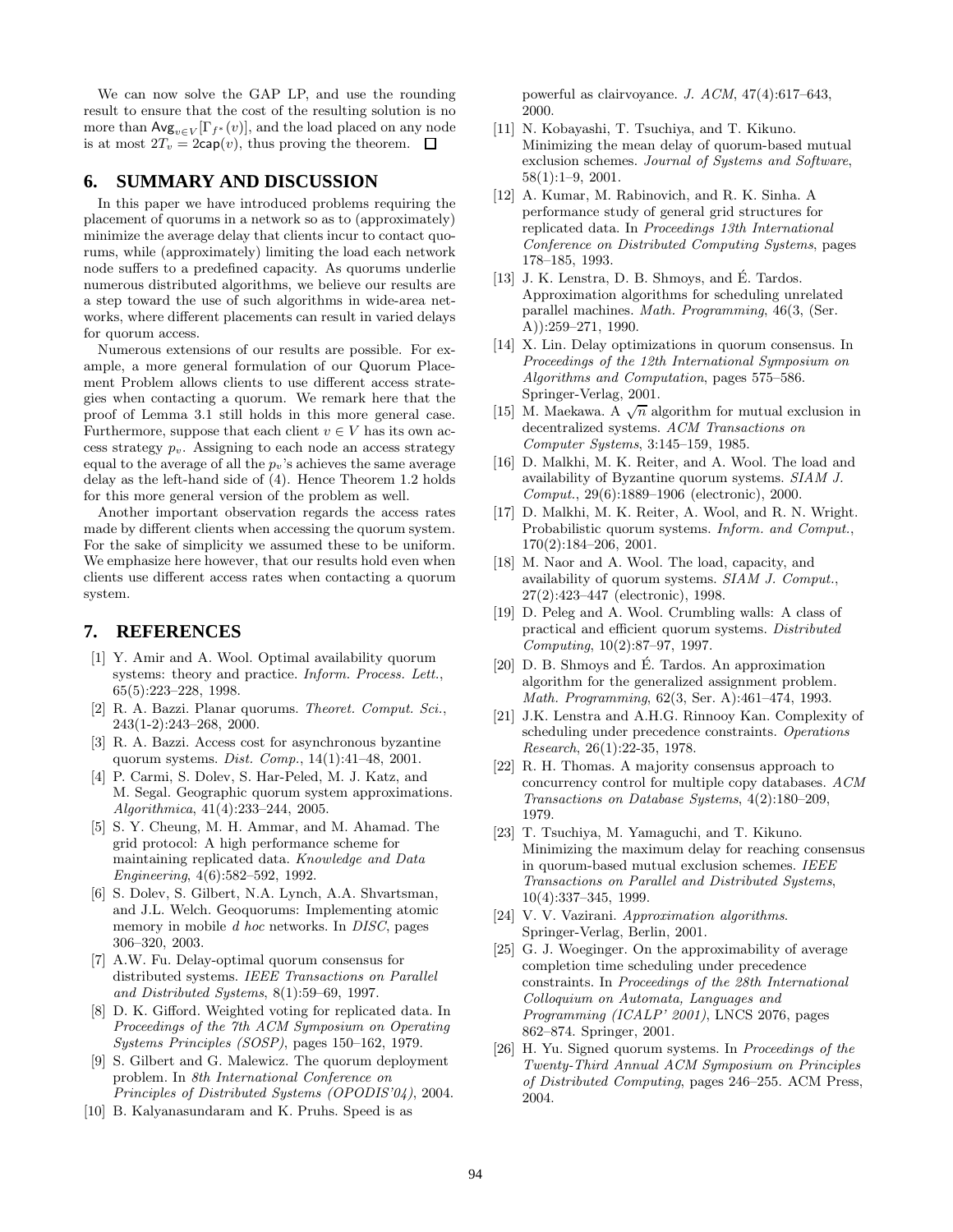We can now solve the GAP LP, and use the rounding result to ensure that the cost of the resulting solution is no more than $\mathsf{Avg}_{v\in V}[\Gamma_{f^*}(v)]$, and the load placed on any node is at most $2T_v = 2\mathsf{cap}(v)$, thus proving the theorem. ☐

## 6. SUMMARY AND DISCUSSION

In this paper we have introduced problems requiring the placement of quorums in a network so as to (approximately) minimize the average delay that clients incur to contact quorums, while (approximately) limiting the load each network node suffers to a predefined capacity. As quorums underlie numerous distributed algorithms, we believe our results are a step toward the use of such algorithms in wide-area networks, where different placements can result in varied delays for quorum access.

Numerous extensions of our results are possible. For example, a more general formulation of our Quorum Placement Problem allows clients to use different access strategies when contacting a quorum. We remark here that the proof of Lemma 3.1 still holds in this more general case. Furthermore, suppose that each client $v \in V$ has its own access strategy $p_v$. Assigning to each node an access strategy equal to the average of all the $p_v$'s achieves the same average delay as the left-hand side of (4). Hence Theorem 1.2 holds for this more general version of the problem as well.

Another important observation regards the access rates made by different clients when accessing the quorum system. For the sake of simplicity we assumed these to be uniform. We emphasize here however, that our results hold even when clients use different access rates when contacting a quorum system.

## 7. REFERENCES

[1] Y. Amir and A. Wool. Optimal availability quorum systems: theory and practice. *Inform. Process. Lett.*, 65(5):223–228, 1998.

[2] R. A. Bazzi. Planar quorums. *Theoret. Comput. Sci.*, 243(1-2):243–268, 2000.

[3] R. A. Bazzi. Access cost for asynchronous byzantine quorum systems. *Dist. Comp.*, 14(1):41–48, 2001.

[4] P. Carmi, S. Dolev, S. Har-Peled, M. J. Katz, and M. Segal. Geographic quorum system approximations. *Algorithmica*, 41(4):233–244, 2005.

[5] S. Y. Cheung, M. H. Ammar, and M. Ahamad. The grid protocol: A high performance scheme for maintaining replicated data. *Knowledge and Data Engineering*, 4(6):582–592, 1992.

[6] S. Dolev, S. Gilbert, N.A. Lynch, A.A. Shvartsman, and J.L. Welch. Geoquorums: Implementing atomic memory in mobile *d hoc* networks. In *DISC*, pages 306–320, 2003.

[7] A.W. Fu. Delay-optimal quorum consensus for distributed systems. *IEEE Transactions on Parallel and Distributed Systems*, 8(1):59–69, 1997.

[8] D. K. Gifford. Weighted voting for replicated data. In *Proceedings of the 7th ACM Symposium on Operating Systems Principles (SOSP)*, pages 150–162, 1979.

[9] S. Gilbert and G. Malewicz. The quorum deployment problem. In *8th International Conference on Principles of Distributed Systems (OPODIS'04)*, 2004.

[10] B. Kalyanasundaram and K. Pruhs. Speed is as powerful as clairvoyance. *J. ACM*, 47(4):617–643, 2000.

[11] N. Kobayashi, T. Tsuchiya, and T. Kikuno. Minimizing the mean delay of quorum-based mutual exclusion schemes. *Journal of Systems and Software*, 58(1):1–9, 2001.

[12] A. Kumar, M. Rabinovich, and R. K. Sinha. A performance study of general grid structures for replicated data. In *Proceedings 13th International Conference on Distributed Computing Systems*, pages 178–185, 1993.

[13] J. K. Lenstra, D. B. Shmoys, and É. Tardos. Approximation algorithms for scheduling unrelated parallel machines. *Math. Programming*, 46(3, (Ser. A)):259–271, 1990.

[14] X. Lin. Delay optimizations in quorum consensus. In *Proceedings of the 12th International Symposium on Algorithms and Computation*, pages 575–586. Springer-Verlag, 2001.

[15] M. Maekawa. A $\sqrt{n}$ algorithm for mutual exclusion in decentralized systems. *ACM Transactions on Computer Systems*, 3:145–159, 1985.

[16] D. Malkhi, M. K. Reiter, and A. Wool. The load and availability of Byzantine quorum systems. *SIAM J. Comput.*, 29(6):1889–1906 (electronic), 2000.

[17] D. Malkhi, M. K. Reiter, A. Wool, and R. N. Wright. Probabilistic quorum systems. *Inform. and Comput.*, 170(2):184–206, 2001.

[18] M. Naor and A. Wool. The load, capacity, and availability of quorum systems. *SIAM J. Comput.*, 27(2):423–447 (electronic), 1998.

[19] D. Peleg and A. Wool. Crumbling walls: A class of practical and efficient quorum systems. *Distributed Computing*, 10(2):87–97, 1997.

[20] D. B. Shmoys and É. Tardos. An approximation algorithm for the generalized assignment problem. *Math. Programming*, 62(3, Ser. A):461–474, 1993.

[21] J.K. Lenstra and A.H.G. Rinnooy Kan. Complexity of scheduling under precedence constraints. *Operations Research*, 26(1):22-35, 1978.

[22] R. H. Thomas. A majority consensus approach to concurrency control for multiple copy databases. *ACM Transactions on Database Systems*, 4(2):180–209, 1979.

[23] T. Tsuchiya, M. Yamaguchi, and T. Kikuno. Minimizing the maximum delay for reaching consensus in quorum-based mutual exclusion schemes. *IEEE Transactions on Parallel and Distributed Systems*, 10(4):337–345, 1999.

[24] V. V. Vazirani. *Approximation algorithms*. Springer-Verlag, Berlin, 2001.

[25] G. J. Woeginger. On the approximability of average completion time scheduling under precedence constraints. In *Proceedings of the 28th International Colloquium on Automata, Languages and Programming (ICALP' 2001)*, LNCS 2076, pages 862–874. Springer, 2001.

[26] H. Yu. Signed quorum systems. In *Proceedings of the Twenty-Third Annual ACM Symposium on Principles of Distributed Computing*, pages 246–255. ACM Press, 2004.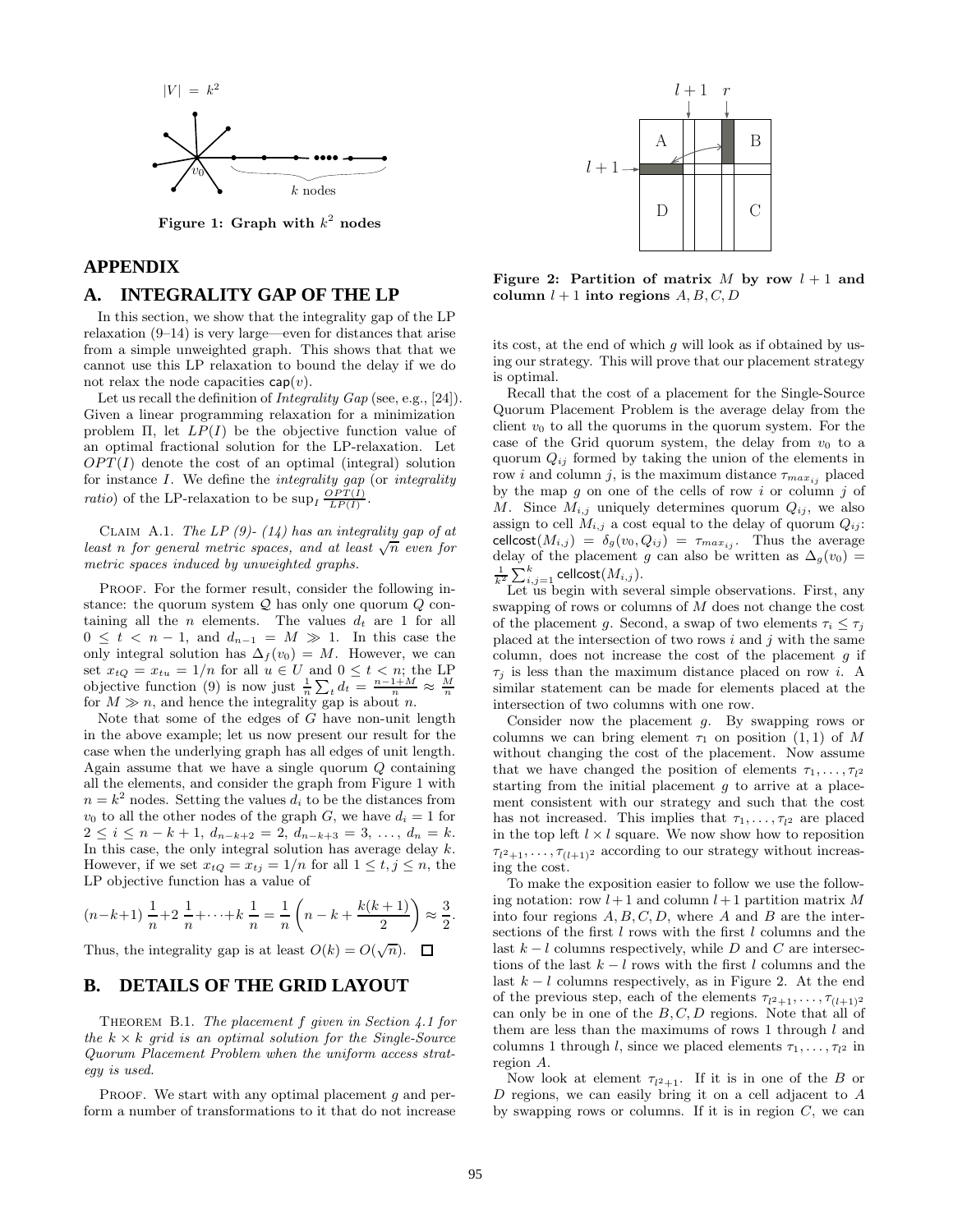Figure 1: Graph with $k^2$ nodes

## APPENDIX

## A. INTEGRALITY GAP OF THE LP

In this section, we show that the integrality gap of the LP relaxation (9–14) is very large—even for distances that arise from a simple unweighted graph. This shows that that we cannot use this LP relaxation to bound the delay if we do not relax the node capacities $\mathsf{cap}(v)$.

Let us recall the definition of *Integrality Gap* (see, e.g., [24]). Given a linear programming relaxation for a minimization problem $\Pi$, let $LP(I)$ be the objective function value of an optimal fractional solution for the LP-relaxation. Let $OPT(I)$ denote the cost of an optimal (integral) solution for instance $I$. We define the *integrality gap* (or *integrality ratio*) of the LP-relaxation to be $\sup_I \frac{OPT(I)}{LP(I)}$.

Claim A.1. *The LP (9)- (14) has an integrality gap of at least $n$ for general metric spaces, and at least $\sqrt{n}$ even for metric spaces induced by unweighted graphs.*

Proof. For the former result, consider the following instance: the quorum system $\mathcal{Q}$ has only one quorum $Q$ containing all the $n$ elements. The values $d_t$ are 1 for all $0 \le t < n-1$, and $d_{n-1} = M \gg 1$. In this case the only integral solution has $\Delta_f(v_0) = M$. However, we can set $x_{tQ} = x_{tu} = 1/n$ for all $u \in U$ and $0 \le t < n$; the LP objective function (9) is now just $\frac{1}{n}\sum_t d_t = \frac{n-1+M}{n} \approx \frac{M}{n}$ for $M \gg n$, and hence the integrality gap is about $n$.

Note that some of the edges of $G$ have non-unit length in the above example; let us now present our result for the case when the underlying graph has all edges of unit length. Again assume that we have a single quorum $Q$ containing all the elements, and consider the graph from Figure 1 with $n = k^2$ nodes. Setting the values $d_i$ to be the distances from $v_0$ to all the other nodes of the graph $G$, we have $d_i = 1$ for $2 \le i \le n-k+1$, $d_{n-k+2} = 2$, $d_{n-k+3} = 3$, $\ldots$, $d_n = k$. In this case, the only integral solution has average delay $k$. However, if we set $x_{tQ} = x_{tj} = 1/n$ for all $1 \le t, j \le n$, the LP objective function has a value of

$$(n-k+1)\,\frac{1}{n}+2\,\frac{1}{n}+\cdots+k\,\frac{1}{n} = \frac{1}{n}\left(n-k+\frac{k(k+1)}{2}\right) \approx \frac{3}{2}.$$

Thus, the integrality gap is at least $O(k) = O(\sqrt{n})$. ☐

## B. DETAILS OF THE GRID LAYOUT

Theorem B.1. *The placement $f$ given in Section 4.1 for the $k \times k$ grid is an optimal solution for the Single-Source Quorum Placement Problem when the uniform access strategy is used.*

Proof. We start with any optimal placement $g$ and perform a number of transformations to it that do not increase its cost, at the end of which $g$ will look as if obtained by using our strategy. This will prove that our placement strategy is optimal.

Figure 2: Partition of matrix $M$ by row $l+1$ and column $l+1$ into regions $A, B, C, D$

Recall that the cost of a placement for the Single-Source Quorum Placement Problem is the average delay from the client $v_0$ to all the quorums in the quorum system. For the case of the Grid quorum system, the delay from $v_0$ to a quorum $Q_{ij}$ formed by taking the union of the elements in row $i$ and column $j$, is the maximum distance $\tau_{max_{ij}}$ placed by the map $g$ on one of the cells of row $i$ or column $j$ of $M$. Since $M_{i,j}$ uniquely determines quorum $Q_{ij}$, we also assign to cell $M_{i,j}$ a cost equal to the delay of quorum $Q_{ij}$: $\mathsf{cellcost}(M_{i,j}) = \delta_g(v_0, Q_{ij}) = \tau_{max_{ij}}$. Thus the average delay of the placement $g$ can also be written as $\Delta_g(v_0) = \frac{1}{k^2}\sum_{i,j=1}^{k} \mathsf{cellcost}(M_{i,j})$.

Let us begin with several simple observations. First, any swapping of rows or columns of $M$ does not change the cost of the placement $g$. Second, a swap of two elements $\tau_i \le \tau_j$ placed at the intersection of two rows $i$ and $j$ with the same column, does not increase the cost of the placement $g$ if $\tau_j$ is less than the maximum distance placed on row $i$. A similar statement can be made for elements placed at the intersection of two columns with one row.

Consider now the placement $g$. By swapping rows or columns we can bring element $\tau_1$ on position $(1,1)$ of $M$ without changing the cost of the placement. Now assume that we have changed the position of elements $\tau_1, \ldots, \tau_{l^2}$ starting from the initial placement $g$ to arrive at a placement consistent with our strategy and such that the cost has not increased. This implies that $\tau_1, \ldots, \tau_{l^2}$ are placed in the top left $l \times l$ square. We now show how to reposition $\tau_{l^2+1}, \ldots, \tau_{(l+1)^2}$ according to our strategy without increasing the cost.

To make the exposition easier to follow we use the following notation: row $l+1$ and column $l+1$ partition matrix $M$ into four regions $A, B, C, D$, where $A$ and $B$ are the intersections of the first $l$ rows with the first $l$ columns and the last $k-l$ columns respectively, while $D$ and $C$ are intersections of the last $k-l$ rows with the first $l$ columns and the last $k-l$ columns respectively, as in Figure 2. At the end of the previous step, each of the elements $\tau_{l^2+1}, \ldots, \tau_{(l+1)^2}$ can only be in one of the $B, C, D$ regions. Note that all of them are less than the maximums of rows 1 through $l$ and columns 1 through $l$, since we placed elements $\tau_1, \ldots, \tau_{l^2}$ in region $A$.

Now look at element $\tau_{l^2+1}$. If it is in one of the $B$ or $D$ regions, we can easily bring it on a cell adjacent to $A$ by swapping rows or columns. If it is in region $C$, we can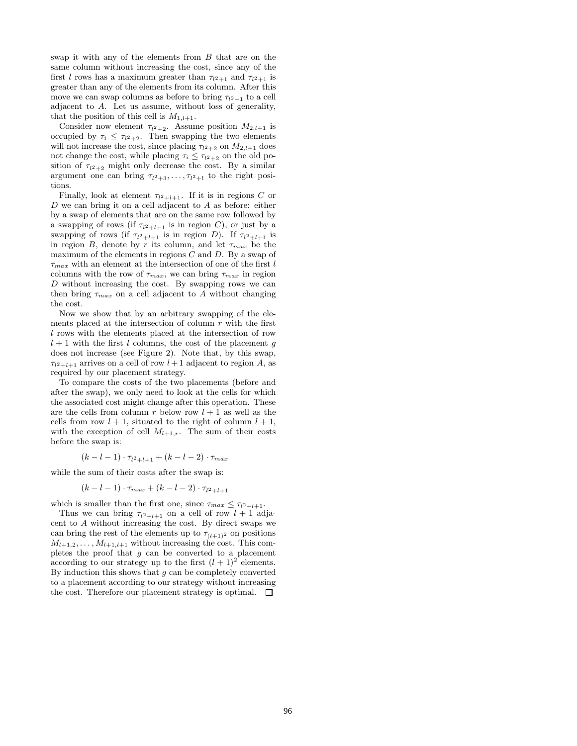swap it with any of the elements from $B$ that are on the same column without increasing the cost, since any of the first $l$ rows has a maximum greater than $\tau_{l^2+1}$ and $\tau_{l^2+1}$ is greater than any of the elements from its column. After this move we can swap columns as before to bring $\tau_{l^2+1}$ to a cell adjacent to $A$. Let us assume, without loss of generality, that the position of this cell is $M_{1,l+1}$.

Consider now element $\tau_{l^2+2}$. Assume position $M_{2,l+1}$ is occupied by $\tau_i \leq \tau_{l^2+2}$. Then swapping the two elements will not increase the cost, since placing $\tau_{l^2+2}$ on $M_{2,l+1}$ does not change the cost, while placing $\tau_i \leq \tau_{l^2+2}$ on the old position of $\tau_{l^2+2}$ might only decrease the cost. By a similar argument one can bring $\tau_{l^2+3}, \ldots, \tau_{l^2+l}$ to the right positions.

Finally, look at element $\tau_{l^2+l+1}$. If it is in regions $C$ or $D$ we can bring it on a cell adjacent to $A$ as before: either by a swap of elements that are on the same row followed by a swapping of rows (if $\tau_{l^2+l+1}$ is in region $C$), or just by a swapping of rows (if $\tau_{l^2+l+1}$ is in region $D$). If $\tau_{l^2+l+1}$ is in region $B$, denote by $r$ its column, and let $\tau_{max}$ be the maximum of the elements in regions $C$ and $D$. By a swap of $\tau_{max}$ with an element at the intersection of one of the first $l$ columns with the row of $\tau_{max}$, we can bring $\tau_{max}$ in region $D$ without increasing the cost. By swapping rows we can then bring $\tau_{max}$ on a cell adjacent to $A$ without changing the cost.

Now we show that by an arbitrary swapping of the elements placed at the intersection of column $r$ with the first $l$ rows with the elements placed at the intersection of row $l+1$ with the first $l$ columns, the cost of the placement $g$ does not increase (see Figure 2). Note that, by this swap, $\tau_{l^2+l+1}$ arrives on a cell of row $l+1$ adjacent to region $A$, as required by our placement strategy.

To compare the costs of the two placements (before and after the swap), we only need to look at the cells for which the associated cost might change after this operation. These are the cells from column $r$ below row $l+1$ as well as the cells from row $l+1$, situated to the right of column $l+1$, with the exception of cell $M_{l+1,r}$. The sum of their costs before the swap is:

$$(k-l-1) \cdot \tau_{l^2+l+1} + (k-l-2) \cdot \tau_{max}$$

while the sum of their costs after the swap is:

$$(k-l-1) \cdot \tau_{max} + (k-l-2) \cdot \tau_{l^2+l+1}$$

which is smaller than the first one, since $\tau_{max} \leq \tau_{l^2+l+1}$.

Thus we can bring $\tau_{l^2+l+1}$ on a cell of row $l+1$ adjacent to $A$ without increasing the cost. By direct swaps we can bring the rest of the elements up to $\tau_{(l+1)^2}$ on positions $M_{l+1,2}, \ldots, M_{l+1,l+1}$ without increasing the cost. This completes the proof that $g$ can be converted to a placement according to our strategy up to the first $(l+1)^2$ elements. By induction this shows that $g$ can be completely converted to a placement according to our strategy without increasing the cost. Therefore our placement strategy is optimal. $\square$